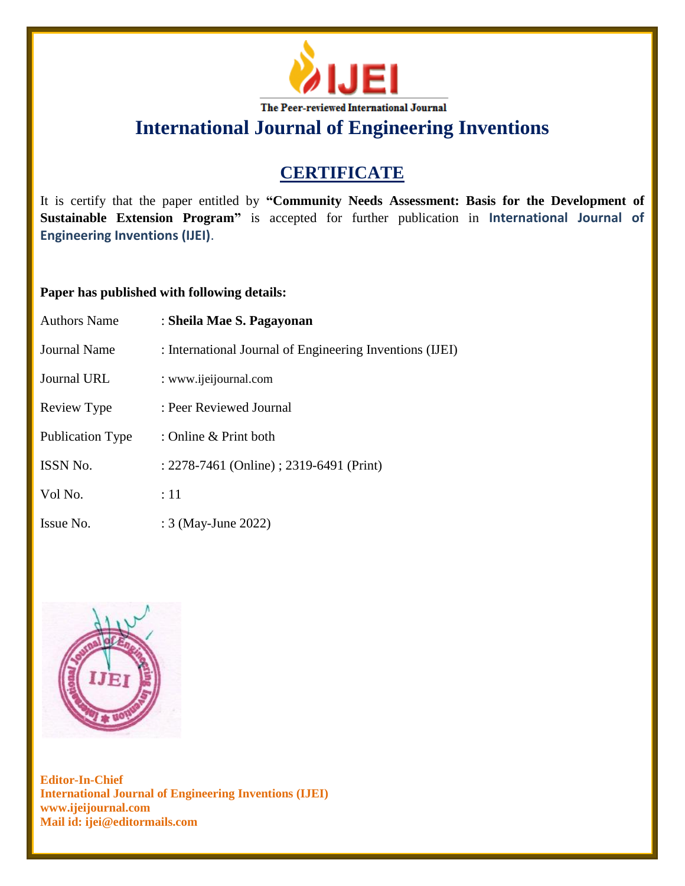IJEI

The Peer-reviewed International Journal

# International Journal of Engineering Inventions

## CERTIFICATE

It is certify that the paper entitled by **"Community Needs Assessment: Basis for the Development of Sustainable Extension Program"** is accepted for further publication in **International Journal of Engineering Inventions (IJEI)**.

**Paper has published with following details:**

| | |
|---|---|
| Authors Name | : **Sheila Mae S. Pagayonan** |
| Journal Name | : International Journal of Engineering Inventions (IJEI) |
| Journal URL | : www.ijeijournal.com |
| Review Type | : Peer Reviewed Journal |
| Publication Type | : Online & Print both |
| ISSN No. | : 2278-7461 (Online) ; 2319-6491 (Print) |
| Vol No. | : 11 |
| Issue No. | : 3 (May-June 2022) |

**Editor-In-Chief**
**International Journal of Engineering Inventions (IJEI)**
**www.ijeijournal.com**
**Mail id: ijei@editormails.com**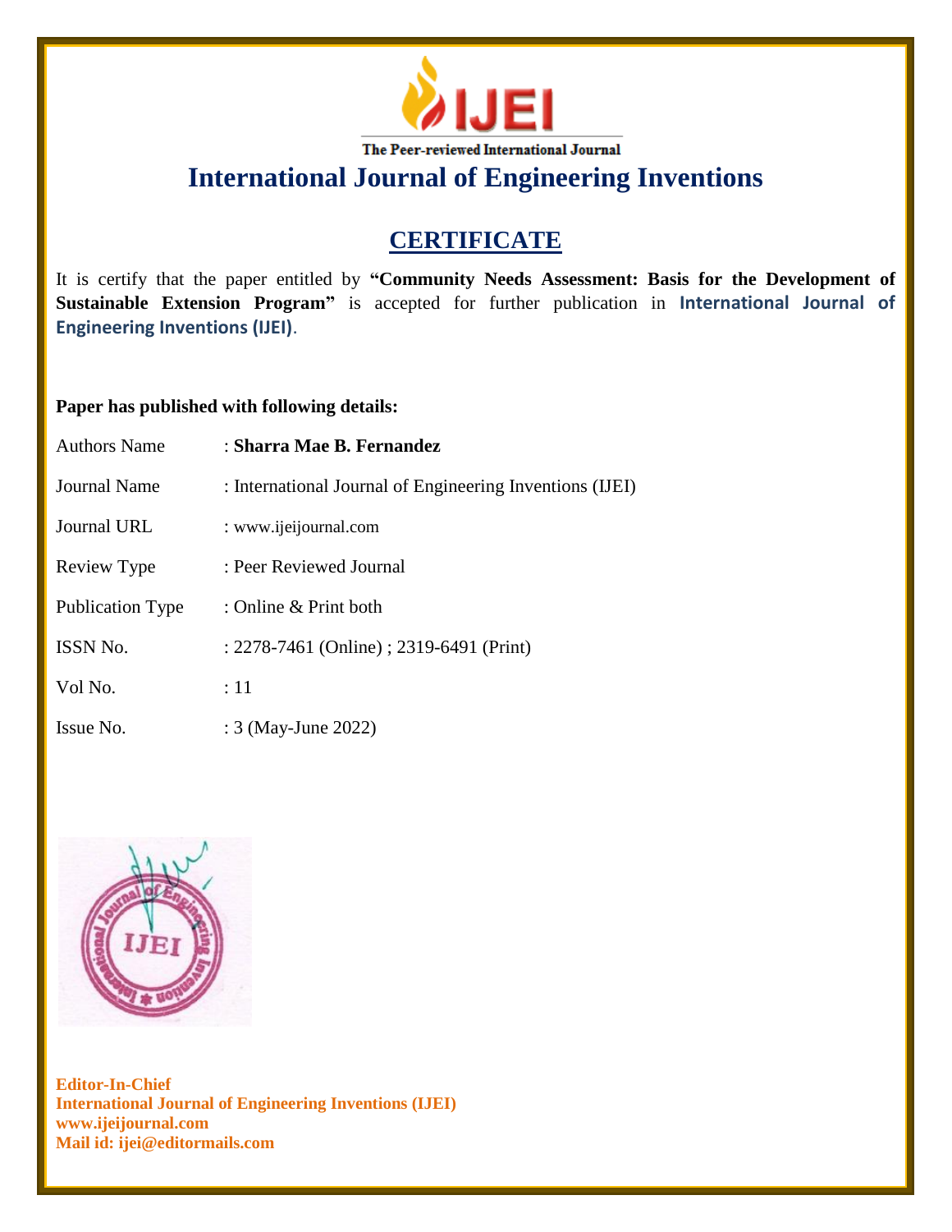The Peer-reviewed International Journal

# International Journal of Engineering Inventions

## CERTIFICATE

It is certify that the paper entitled by **"Community Needs Assessment: Basis for the Development of Sustainable Extension Program"** is accepted for further publication in **International Journal of Engineering Inventions (IJEI)**.

**Paper has published with following details:**

| | |
|---|---|
| Authors Name | : **Sharra Mae B. Fernandez** |
| Journal Name | : International Journal of Engineering Inventions (IJEI) |
| Journal URL | : www.ijeijournal.com |
| Review Type | : Peer Reviewed Journal |
| Publication Type | : Online & Print both |
| ISSN No. | : 2278-7461 (Online) ; 2319-6491 (Print) |
| Vol No. | : 11 |
| Issue No. | : 3 (May-June 2022) |

**Editor-In-Chief**
**International Journal of Engineering Inventions (IJEI)**
**www.ijeijournal.com**
**Mail id: ijei@editormails.com**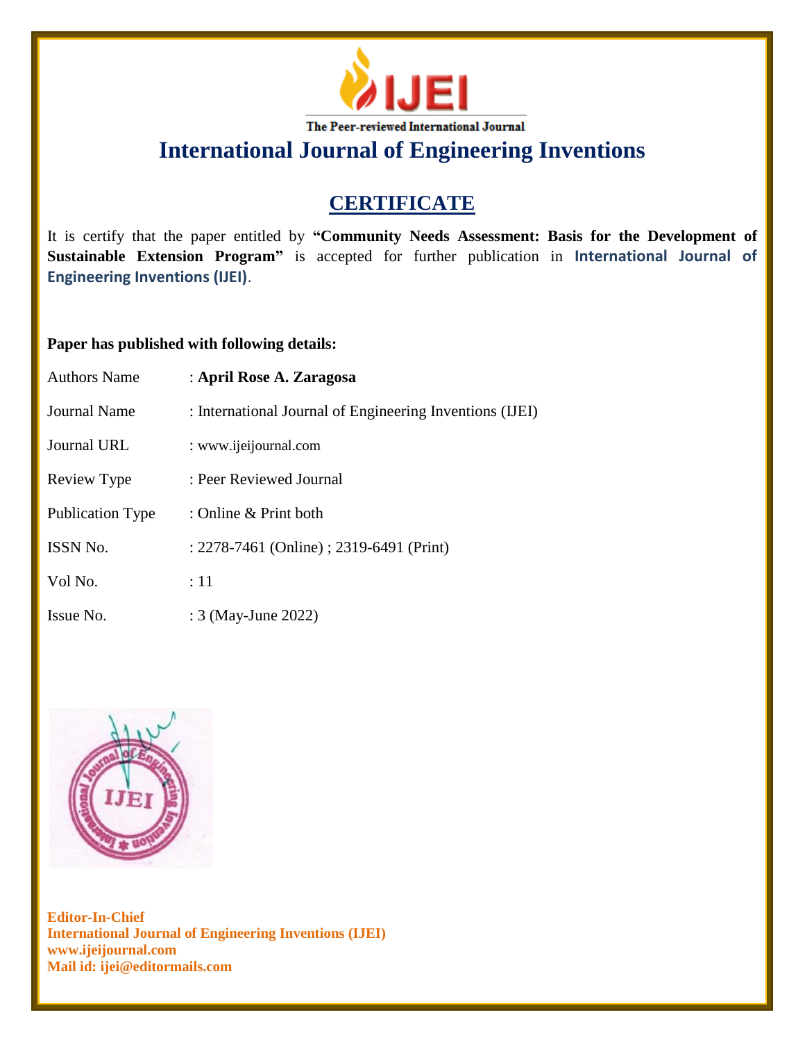IJEI

The Peer-reviewed International Journal

# International Journal of Engineering Inventions

## CERTIFICATE

It is certify that the paper entitled by **"Community Needs Assessment: Basis for the Development of Sustainable Extension Program"** is accepted for further publication in **International Journal of Engineering Inventions (IJEI)**.

**Paper has published with following details:**

| | |
|---|---|
| Authors Name | : **April Rose A. Zaragosa** |
| Journal Name | : International Journal of Engineering Inventions (IJEI) |
| Journal URL | : www.ijeijournal.com |
| Review Type | : Peer Reviewed Journal |
| Publication Type | : Online & Print both |
| ISSN No. | : 2278-7461 (Online) ; 2319-6491 (Print) |
| Vol No. | : 11 |
| Issue No. | : 3 (May-June 2022) |

**Editor-In-Chief**
**International Journal of Engineering Inventions (IJEI)**
**www.ijeijournal.com**
**Mail id: ijei@editormails.com**